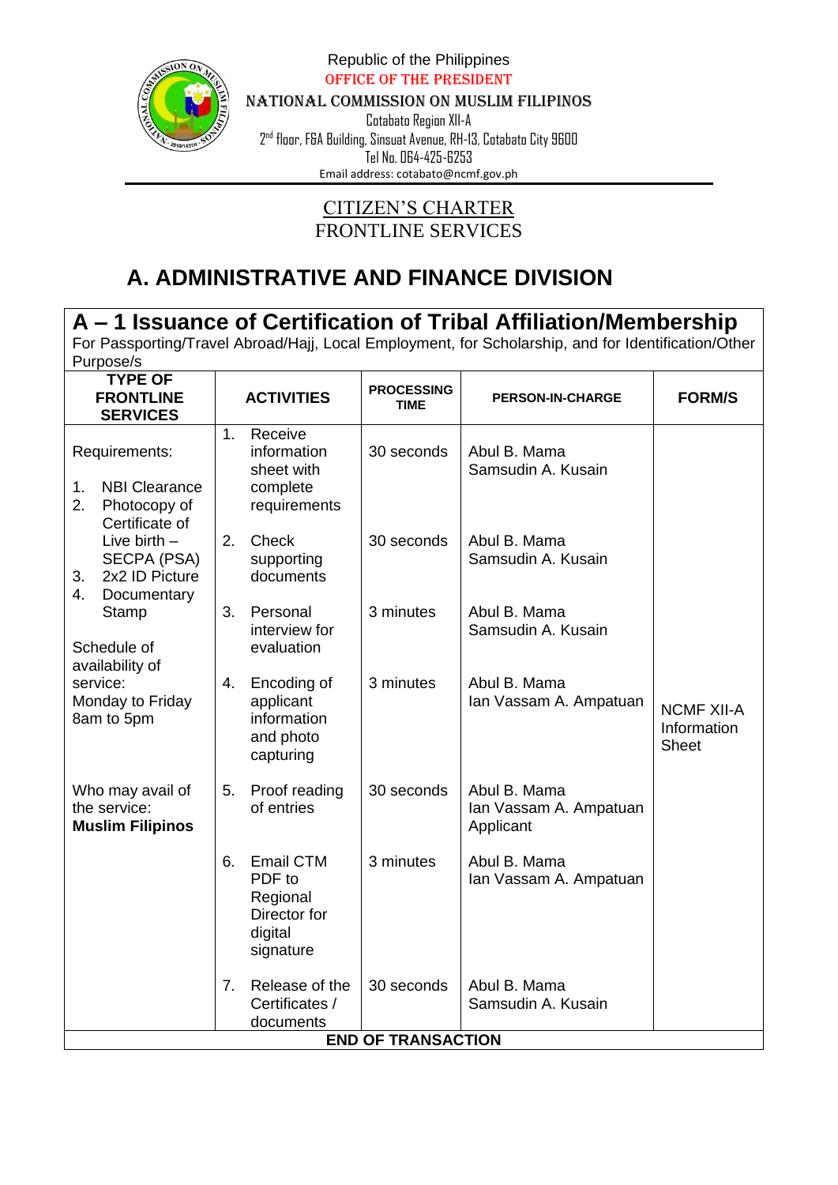Republic of the Philippines
OFFICE OF THE PRESIDENT
NATIONAL COMMISSION ON MUSLIM FILIPINOS
Cotabato Region XII-A
2nd floor, F&A Building, Sinsuat Avenue, RH-13, Cotabato City 9600
Tel No. 064-425-6253
Email address: cotabato@ncmf.gov.ph

CITIZEN'S CHARTER
FRONTLINE SERVICES

# A. ADMINISTRATIVE AND FINANCE DIVISION

## A – 1 Issuance of Certification of Tribal Affiliation/Membership

For Passporting/Travel Abroad/Hajj, Local Employment, for Scholarship, and for Identification/Other Purpose/s

| TYPE OF FRONTLINE SERVICES | ACTIVITIES | PROCESSING TIME | PERSON-IN-CHARGE | FORM/S |
|---|---|---|---|---|
| Requirements:<br><br>1. NBI Clearance<br>2. Photocopy of Certificate of Live birth – SECPA (PSA)<br>3. 2x2 ID Picture<br>4. Documentary Stamp<br><br>Schedule of availability of service:<br>Monday to Friday<br>8am to 5pm<br><br>Who may avail of the service:<br>**Muslim Filipinos** | 1. Receive information sheet with complete requirements | 30 seconds | Abul B. Mama<br>Samsudin A. Kusain | NCMF XII-A Information Sheet |
| | 2. Check supporting documents | 30 seconds | Abul B. Mama<br>Samsudin A. Kusain | |
| | 3. Personal interview for evaluation | 3 minutes | Abul B. Mama<br>Samsudin A. Kusain | |
| | 4. Encoding of applicant information and photo capturing | 3 minutes | Abul B. Mama<br>Ian Vassam A. Ampatuan | |
| | 5. Proof reading of entries | 30 seconds | Abul B. Mama<br>Ian Vassam A. Ampatuan<br>Applicant | |
| | 6. Email CTM PDF to Regional Director for digital signature | 3 minutes | Abul B. Mama<br>Ian Vassam A. Ampatuan | |
| | 7. Release of the Certificates / documents | 30 seconds | Abul B. Mama<br>Samsudin A. Kusain | |
| **END OF TRANSACTION** | | | | |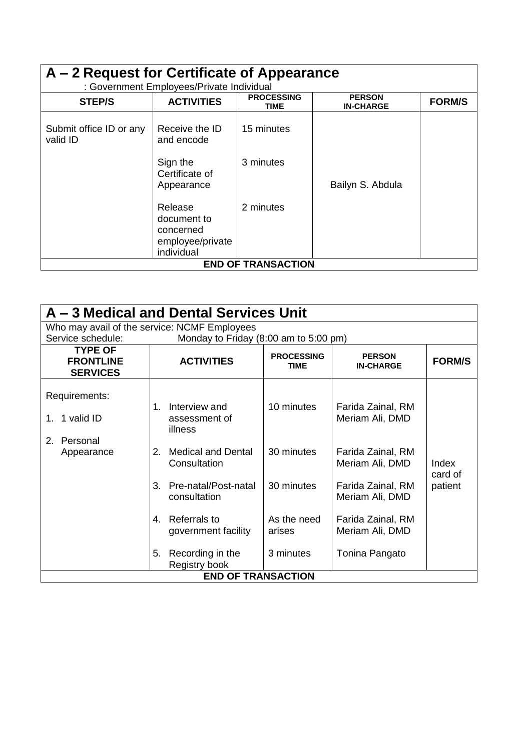## A – 2 Request for Certificate of Appearance

: Government Employees/Private Individual

| STEP/S | ACTIVITIES | PROCESSING TIME | PERSON IN-CHARGE | FORM/S |
|---|---|---|---|---|
| Submit office ID or any valid ID | Receive the ID and encode | 15 minutes | Bailyn S. Abdula | |
| | Sign the Certificate of Appearance | 3 minutes | | |
| | Release document to concerned employee/private individual | 2 minutes | | |
| **END OF TRANSACTION** | | | | |

## A – 3 Medical and Dental Services Unit

Who may avail of the service: NCMF Employees
Service schedule: Monday to Friday (8:00 am to 5:00 pm)

| TYPE OF FRONTLINE SERVICES | ACTIVITIES | PROCESSING TIME | PERSON IN-CHARGE | FORM/S |
|---|---|---|---|---|
| Requirements:<br>1. 1 valid ID<br>2. Personal Appearance | 1. Interview and assessment of illness | 10 minutes | Farida Zainal, RM<br>Meriam Ali, DMD | Index card of patient |
| | 2. Medical and Dental Consultation | 30 minutes | Farida Zainal, RM<br>Meriam Ali, DMD | |
| | 3. Pre-natal/Post-natal consultation | 30 minutes | Farida Zainal, RM<br>Meriam Ali, DMD | |
| | 4. Referrals to government facility | As the need arises | Farida Zainal, RM<br>Meriam Ali, DMD | |
| | 5. Recording in the Registry book | 3 minutes | Tonina Pangato | |
| **END OF TRANSACTION** | | | | |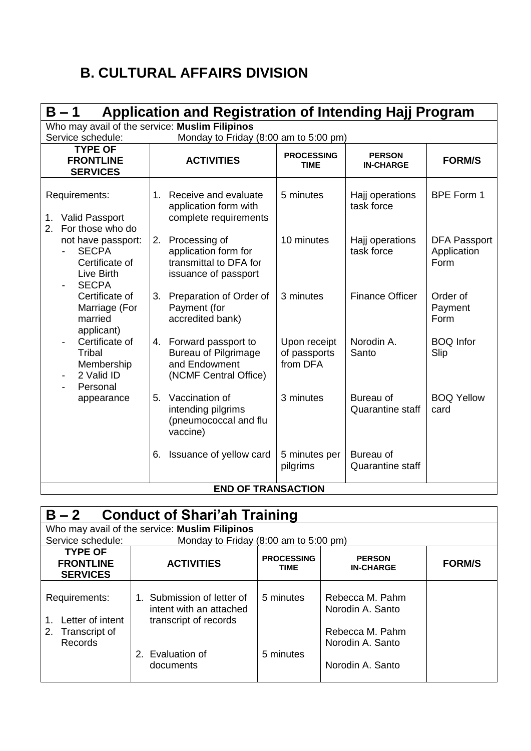## B. CULTURAL AFFAIRS DIVISION

### B – 1 Application and Registration of Intending Hajj Program

Who may avail of the service: **Muslim Filipinos**
Service schedule: Monday to Friday (8:00 am to 5:00 pm)

| TYPE OF FRONTLINE SERVICES | ACTIVITIES | PROCESSING TIME | PERSON IN-CHARGE | FORM/S |
|---|---|---|---|---|
| Requirements:<br>1. Valid Passport<br>2. For those who do not have passport:<br>- SECPA Certificate of Live Birth<br>- SECPA Certificate of Marriage (For married applicant)<br>- Certificate of Tribal Membership<br>- 2 Valid ID<br>- Personal appearance | 1. Receive and evaluate application form with complete requirements | 5 minutes | Hajj operations task force | BPE Form 1 |
| | 2. Processing of application form for transmittal to DFA for issuance of passport | 10 minutes | Hajj operations task force | DFA Passport Application Form |
| | 3. Preparation of Order of Payment (for accredited bank) | 3 minutes | Finance Officer | Order of Payment Form |
| | 4. Forward passport to Bureau of Pilgrimage and Endowment (NCMF Central Office) | Upon receipt of passports from DFA | Norodin A. Santo | BOQ Infor Slip |
| | 5. Vaccination of intending pilgrims (pneumococcal and flu vaccine) | 3 minutes | Bureau of Quarantine staff | BOQ Yellow card |
| | 6. Issuance of yellow card | 5 minutes per pilgrims | Bureau of Quarantine staff | |
| **END OF TRANSACTION** | | | | |

### B – 2 Conduct of Shari'ah Training

Who may avail of the service: **Muslim Filipinos**
Service schedule: Monday to Friday (8:00 am to 5:00 pm)

| TYPE OF FRONTLINE SERVICES | ACTIVITIES | PROCESSING TIME | PERSON IN-CHARGE | FORM/S |
|---|---|---|---|---|
| Requirements:<br>1. Letter of intent<br>2. Transcript of Records | 1. Submission of letter of intent with an attached transcript of records | 5 minutes | Rebecca M. Pahm<br>Norodin A. Santo<br><br>Rebecca M. Pahm<br>Norodin A. Santo | |
| | 2. Evaluation of documents | 5 minutes | Norodin A. Santo | |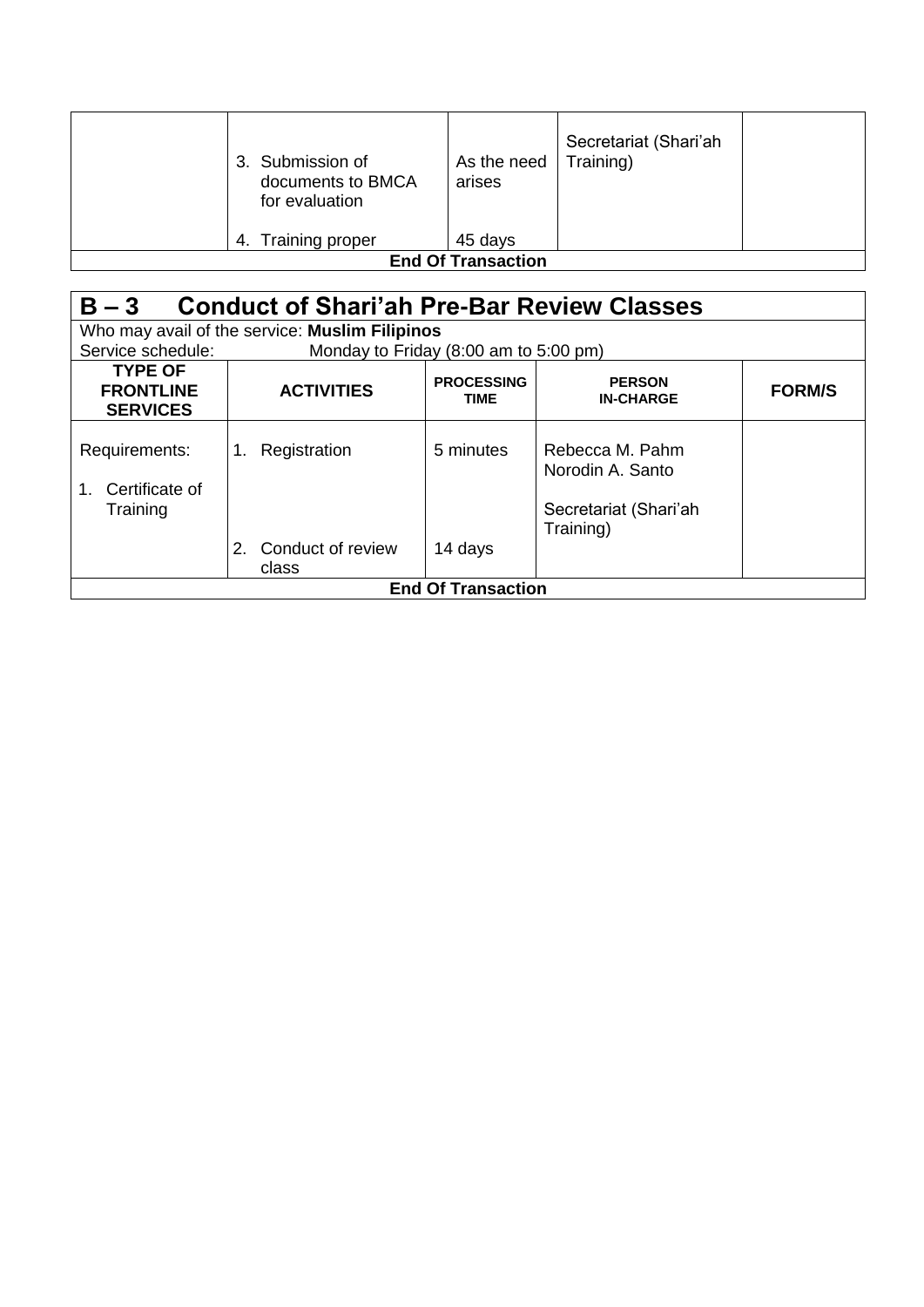| | | | | |
|---|---|---|---|---|
| | 3. Submission of documents to BMCA for evaluation<br><br>4. Training proper | As the need arises<br><br>45 days | Secretariat (Shari'ah Training) | |
| **End Of Transaction** | | | | |

## B – 3 Conduct of Shari'ah Pre-Bar Review Classes

Who may avail of the service: **Muslim Filipinos**

Service schedule: Monday to Friday (8:00 am to 5:00 pm)

| TYPE OF FRONTLINE SERVICES | ACTIVITIES | PROCESSING TIME | PERSON IN-CHARGE | FORM/S |
|---|---|---|---|---|
| Requirements:<br><br>1. Certificate of Training | 1. Registration<br><br>2. Conduct of review class | 5 minutes<br><br>14 days | Rebecca M. Pahm<br>Norodin A. Santo<br><br>Secretariat (Shari'ah Training) | |
| **End Of Transaction** | | | | |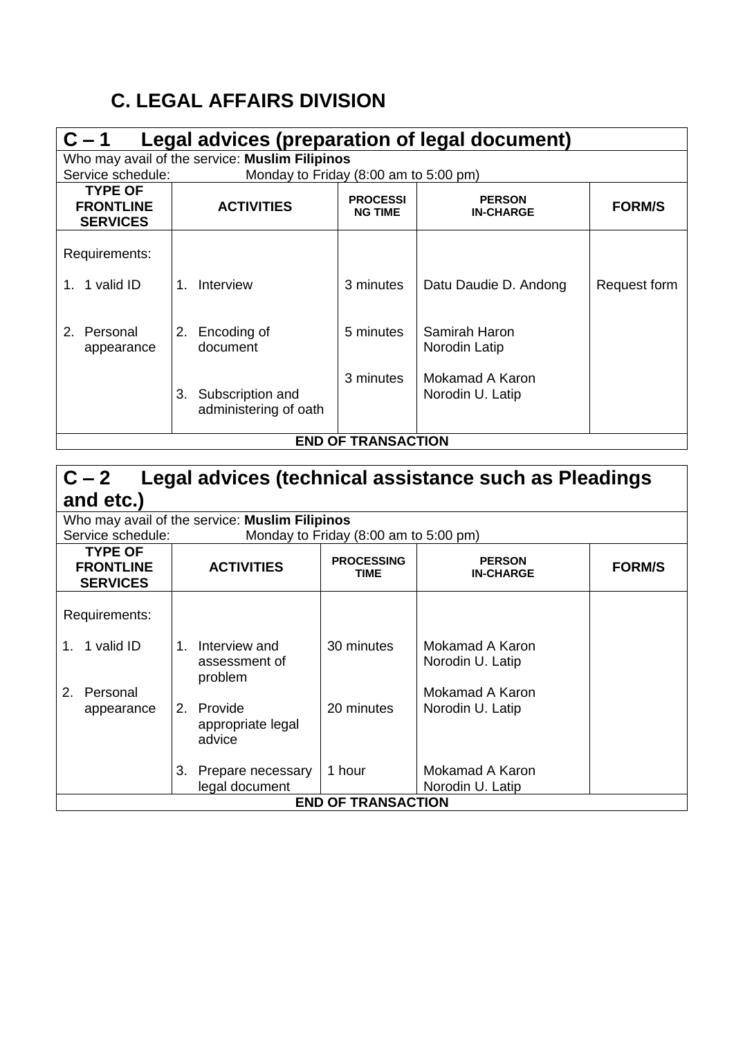## C. LEGAL AFFAIRS DIVISION

### C – 1 Legal advices (preparation of legal document)

Who may avail of the service: **Muslim Filipinos**
Service schedule: Monday to Friday (8:00 am to 5:00 pm)

| TYPE OF FRONTLINE SERVICES | ACTIVITIES | PROCESSING TIME | PERSON IN-CHARGE | FORM/S |
|---|---|---|---|---|
| Requirements: | | | | |
| 1. 1 valid ID | 1. Interview | 3 minutes | Datu Daudie D. Andong | Request form |
| 2. Personal appearance | 2. Encoding of document | 5 minutes | Samirah Haron<br>Norodin Latip | |
| | 3. Subscription and administering of oath | 3 minutes | Mokamad A Karon<br>Norodin U. Latip | |
| **END OF TRANSACTION** | | | | |

### C – 2 Legal advices (technical assistance such as Pleadings and etc.)

Who may avail of the service: **Muslim Filipinos**
Service schedule: Monday to Friday (8:00 am to 5:00 pm)

| TYPE OF FRONTLINE SERVICES | ACTIVITIES | PROCESSING TIME | PERSON IN-CHARGE | FORM/S |
|---|---|---|---|---|
| Requirements: | | | | |
| 1. 1 valid ID | 1. Interview and assessment of problem | 30 minutes | Mokamad A Karon<br>Norodin U. Latip | |
| 2. Personal appearance | 2. Provide appropriate legal advice | 20 minutes | Mokamad A Karon<br>Norodin U. Latip | |
| | 3. Prepare necessary legal document | 1 hour | Mokamad A Karon<br>Norodin U. Latip | |
| **END OF TRANSACTION** | | | | |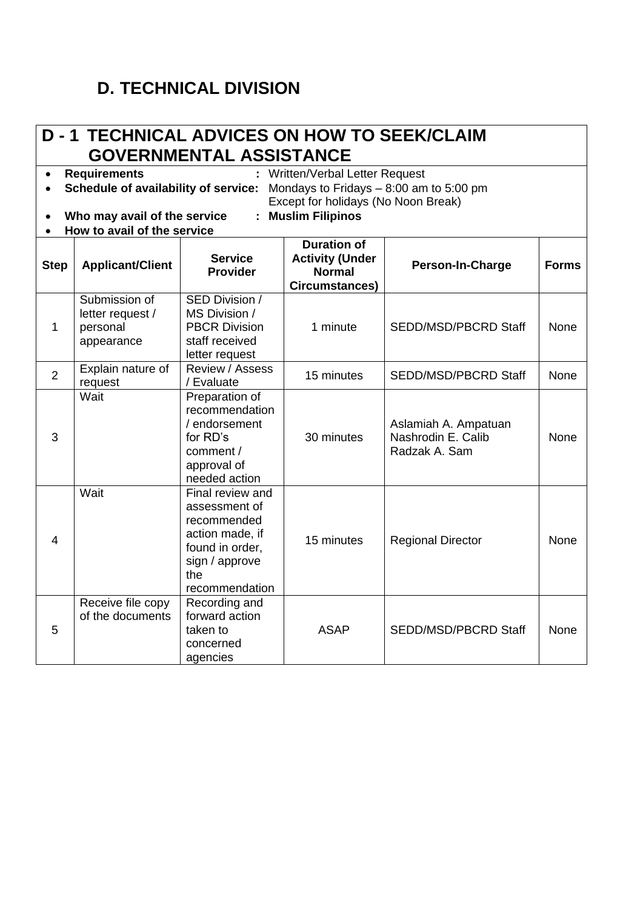## D. TECHNICAL DIVISION

### D - 1 TECHNICAL ADVICES ON HOW TO SEEK/CLAIM GOVERNMENTAL ASSISTANCE

- **Requirements** : Written/Verbal Letter Request
- **Schedule of availability of service:** Mondays to Fridays – 8:00 am to 5:00 pm Except for holidays (No Noon Break)
- **Who may avail of the service** : **Muslim Filipinos**
- **How to avail of the service**

| Step | Applicant/Client | Service Provider | Duration of Activity (Under Normal Circumstances) | Person-In-Charge | Forms |
|---|---|---|---|---|---|
| 1 | Submission of letter request / personal appearance | SED Division / MS Division / PBCR Division staff received letter request | 1 minute | SEDD/MSD/PBCRD Staff | None |
| 2 | Explain nature of request | Review / Assess / Evaluate | 15 minutes | SEDD/MSD/PBCRD Staff | None |
| 3 | Wait | Preparation of recommendation / endorsement for RD's comment / approval of needed action | 30 minutes | Aslamiah A. Ampatuan<br>Nashrodin E. Calib<br>Radzak A. Sam | None |
| 4 | Wait | Final review and assessment of recommended action made, if found in order, sign / approve the recommendation | 15 minutes | Regional Director | None |
| 5 | Receive file copy of the documents | Recording and forward action taken to concerned agencies | ASAP | SEDD/MSD/PBCRD Staff | None |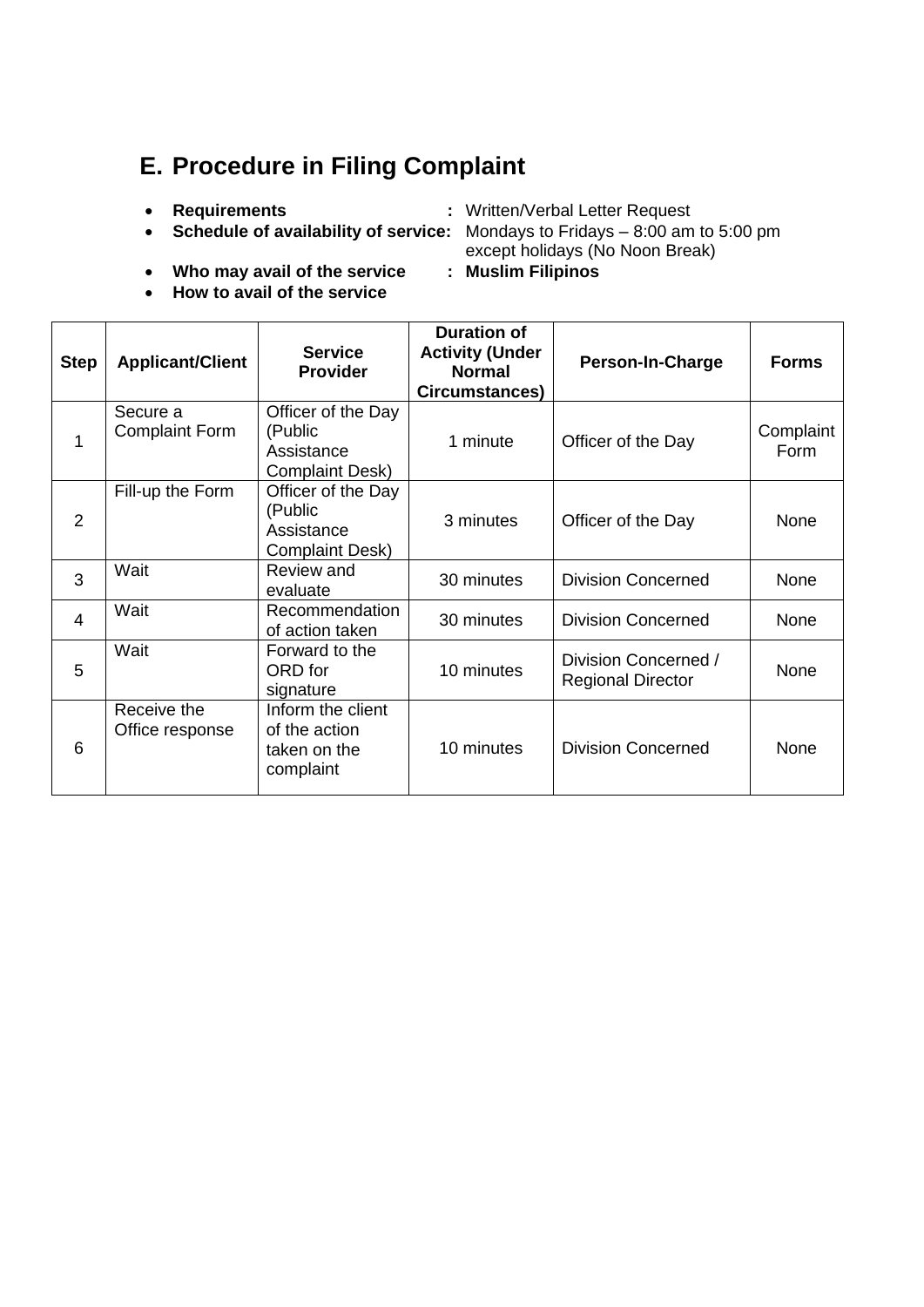## E. Procedure in Filing Complaint

- **Requirements** : Written/Verbal Letter Request
- **Schedule of availability of service:** Mondays to Fridays – 8:00 am to 5:00 pm except holidays (No Noon Break)
- **Who may avail of the service : Muslim Filipinos**
- **How to avail of the service**

| Step | Applicant/Client | Service Provider | Duration of Activity (Under Normal Circumstances) | Person-In-Charge | Forms |
|---|---|---|---|---|---|
| 1 | Secure a Complaint Form | Officer of the Day (Public Assistance Complaint Desk) | 1 minute | Officer of the Day | Complaint Form |
| 2 | Fill-up the Form | Officer of the Day (Public Assistance Complaint Desk) | 3 minutes | Officer of the Day | None |
| 3 | Wait | Review and evaluate | 30 minutes | Division Concerned | None |
| 4 | Wait | Recommendation of action taken | 30 minutes | Division Concerned | None |
| 5 | Wait | Forward to the ORD for signature | 10 minutes | Division Concerned / Regional Director | None |
| 6 | Receive the Office response | Inform the client of the action taken on the complaint | 10 minutes | Division Concerned | None |